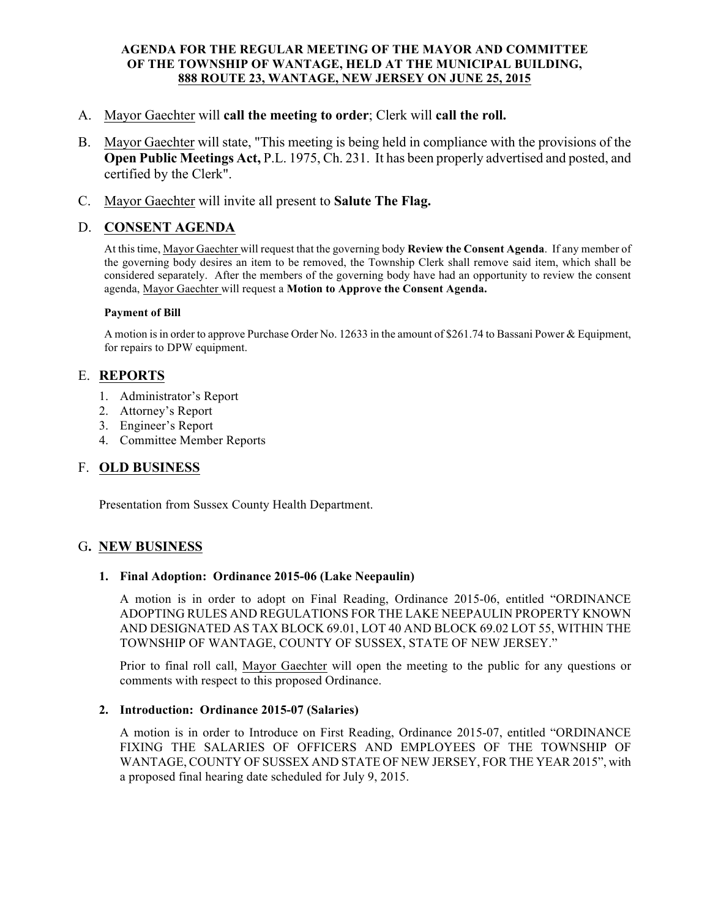**AGENDA FOR THE REGULAR MEETING OF THE MAYOR AND COMMITTEE OF THE TOWNSHIP OF WANTAGE, HELD AT THE MUNICIPAL BUILDING, 888 ROUTE 23, WANTAGE, NEW JERSEY ON JUNE 25, 2015**

A. Mayor Gaechter will **call the meeting to order**; Clerk will **call the roll.**

B. Mayor Gaechter will state, "This meeting is being held in compliance with the provisions of the **Open Public Meetings Act,** P.L. 1975, Ch. 231. It has been properly advertised and posted, and certified by the Clerk".

C. Mayor Gaechter will invite all present to **Salute The Flag.**

## D. CONSENT AGENDA

At this time, Mayor Gaechter will request that the governing body **Review the Consent Agenda**. If any member of the governing body desires an item to be removed, the Township Clerk shall remove said item, which shall be considered separately. After the members of the governing body have had an opportunity to review the consent agenda, Mayor Gaechter will request a **Motion to Approve the Consent Agenda.**

**Payment of Bill**

A motion is in order to approve Purchase Order No. 12633 in the amount of $261.74 to Bassani Power & Equipment, for repairs to DPW equipment.

## E. REPORTS

1. Administrator's Report
2. Attorney's Report
3. Engineer's Report
4. Committee Member Reports

## F. OLD BUSINESS

Presentation from Sussex County Health Department.

## G. NEW BUSINESS

**1. Final Adoption: Ordinance 2015-06 (Lake Neepaulin)**

A motion is in order to adopt on Final Reading, Ordinance 2015-06, entitled "ORDINANCE ADOPTING RULES AND REGULATIONS FOR THE LAKE NEEPAULIN PROPERTY KNOWN AND DESIGNATED AS TAX BLOCK 69.01, LOT 40 AND BLOCK 69.02 LOT 55, WITHIN THE TOWNSHIP OF WANTAGE, COUNTY OF SUSSEX, STATE OF NEW JERSEY."

Prior to final roll call, Mayor Gaechter will open the meeting to the public for any questions or comments with respect to this proposed Ordinance.

**2. Introduction: Ordinance 2015-07 (Salaries)**

A motion is in order to Introduce on First Reading, Ordinance 2015-07, entitled "ORDINANCE FIXING THE SALARIES OF OFFICERS AND EMPLOYEES OF THE TOWNSHIP OF WANTAGE, COUNTY OF SUSSEX AND STATE OF NEW JERSEY, FOR THE YEAR 2015", with a proposed final hearing date scheduled for July 9, 2015.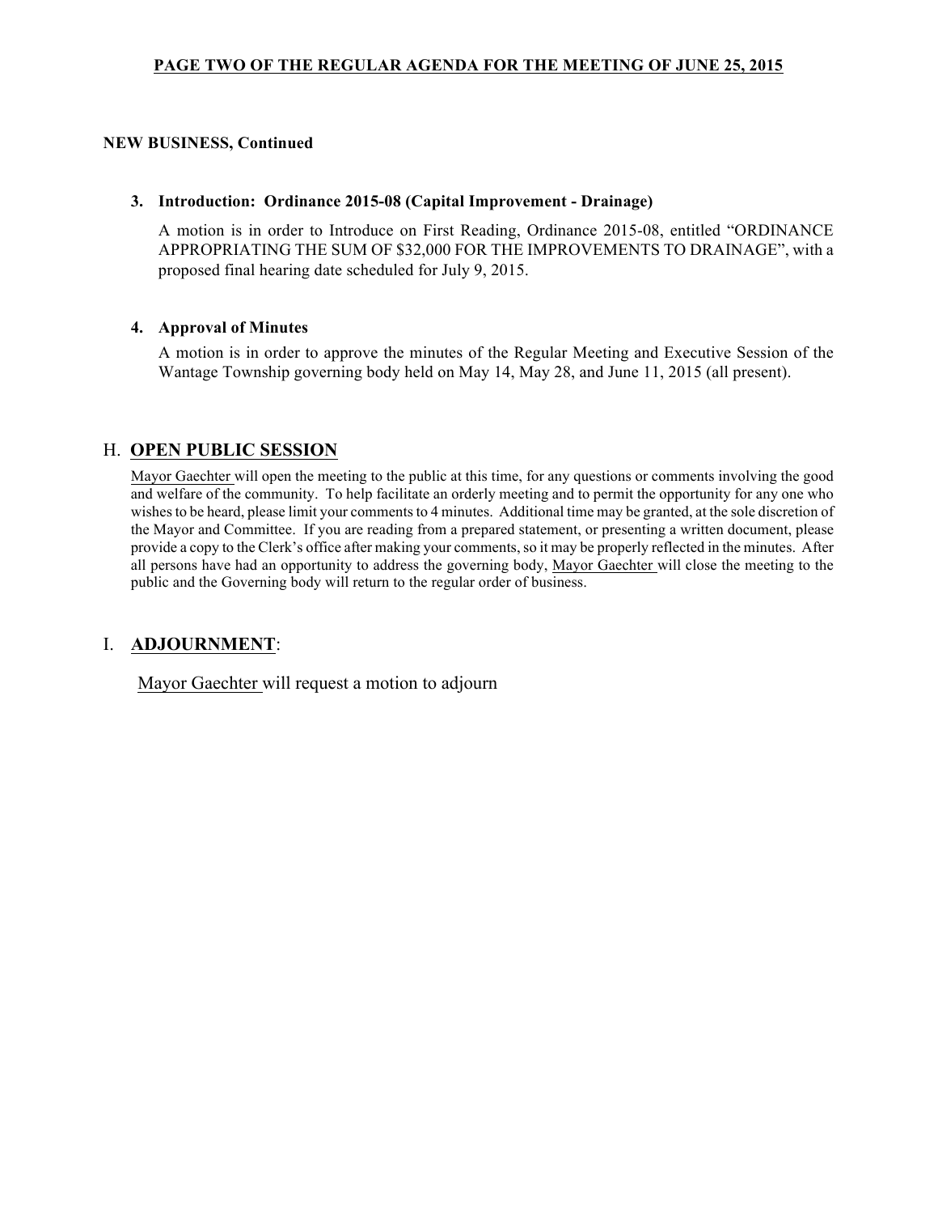**PAGE TWO OF THE REGULAR AGENDA FOR THE MEETING OF JUNE 25, 2015**

**NEW BUSINESS, Continued**

3. **Introduction: Ordinance 2015-08 (Capital Improvement - Drainage)**

   A motion is in order to Introduce on First Reading, Ordinance 2015-08, entitled "ORDINANCE APPROPRIATING THE SUM OF $32,000 FOR THE IMPROVEMENTS TO DRAINAGE", with a proposed final hearing date scheduled for July 9, 2015.

4. **Approval of Minutes**

   A motion is in order to approve the minutes of the Regular Meeting and Executive Session of the Wantage Township governing body held on May 14, May 28, and June 11, 2015 (all present).

## H. OPEN PUBLIC SESSION

Mayor Gaechter will open the meeting to the public at this time, for any questions or comments involving the good and welfare of the community. To help facilitate an orderly meeting and to permit the opportunity for any one who wishes to be heard, please limit your comments to 4 minutes. Additional time may be granted, at the sole discretion of the Mayor and Committee. If you are reading from a prepared statement, or presenting a written document, please provide a copy to the Clerk's office after making your comments, so it may be properly reflected in the minutes. After all persons have had an opportunity to address the governing body, Mayor Gaechter will close the meeting to the public and the Governing body will return to the regular order of business.

## I. ADJOURNMENT:

Mayor Gaechter will request a motion to adjourn